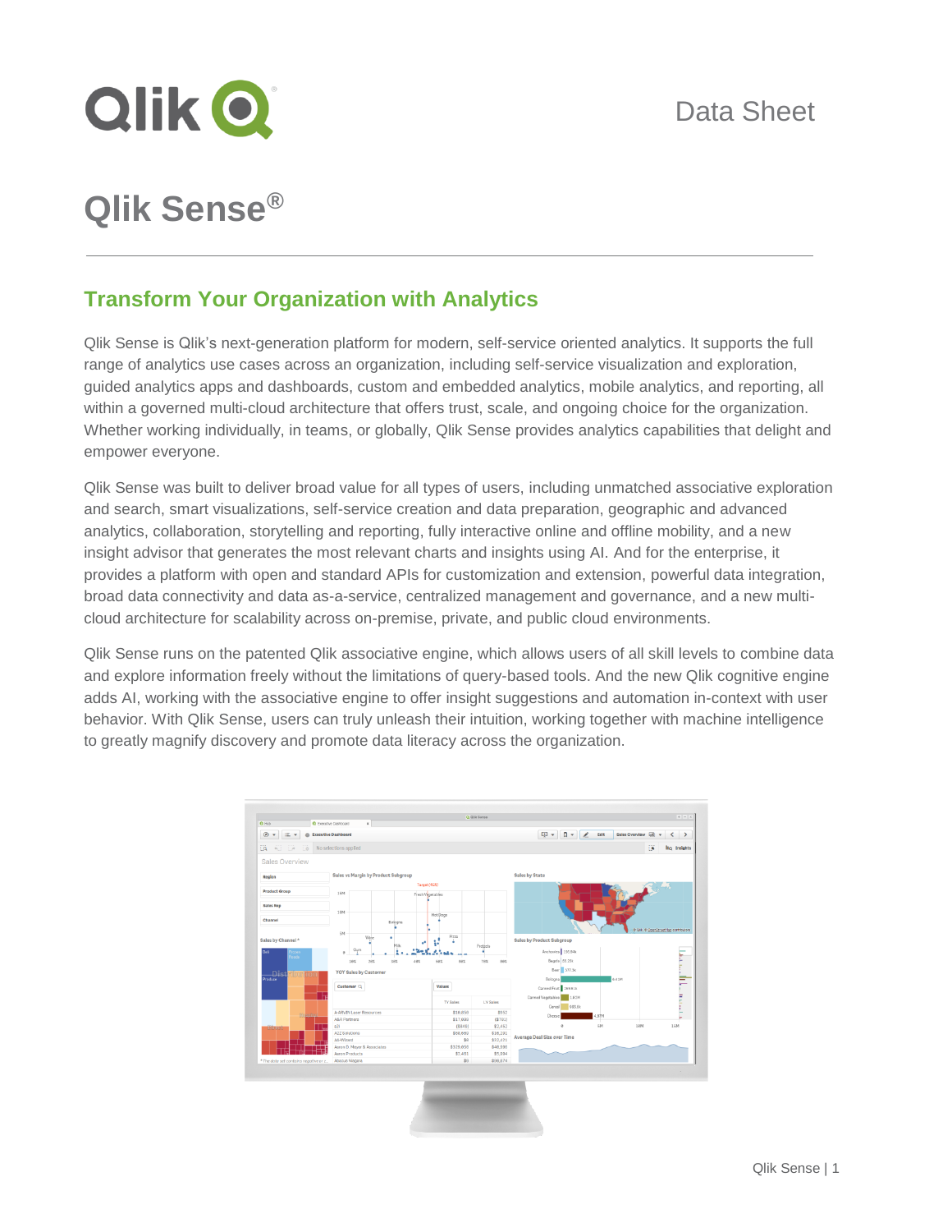Data Sheet

# Qlik Sense®

## Transform Your Organization with Analytics

Qlik Sense is Qlik's next-generation platform for modern, self-service oriented analytics. It supports the full range of analytics use cases across an organization, including self-service visualization and exploration, guided analytics apps and dashboards, custom and embedded analytics, mobile analytics, and reporting, all within a governed multi-cloud architecture that offers trust, scale, and ongoing choice for the organization. Whether working individually, in teams, or globally, Qlik Sense provides analytics capabilities that delight and empower everyone.

Qlik Sense was built to deliver broad value for all types of users, including unmatched associative exploration and search, smart visualizations, self-service creation and data preparation, geographic and advanced analytics, collaboration, storytelling and reporting, fully interactive online and offline mobility, and a new insight advisor that generates the most relevant charts and insights using AI. And for the enterprise, it provides a platform with open and standard APIs for customization and extension, powerful data integration, broad data connectivity and data as-a-service, centralized management and governance, and a new multi-cloud architecture for scalability across on-premise, private, and public cloud environments.

Qlik Sense runs on the patented Qlik associative engine, which allows users of all skill levels to combine data and explore information freely without the limitations of query-based tools. And the new Qlik cognitive engine adds AI, working with the associative engine to offer insight suggestions and automation in-context with user behavior. With Qlik Sense, users can truly unleash their intuition, working together with machine intelligence to greatly magnify discovery and promote data literacy across the organization.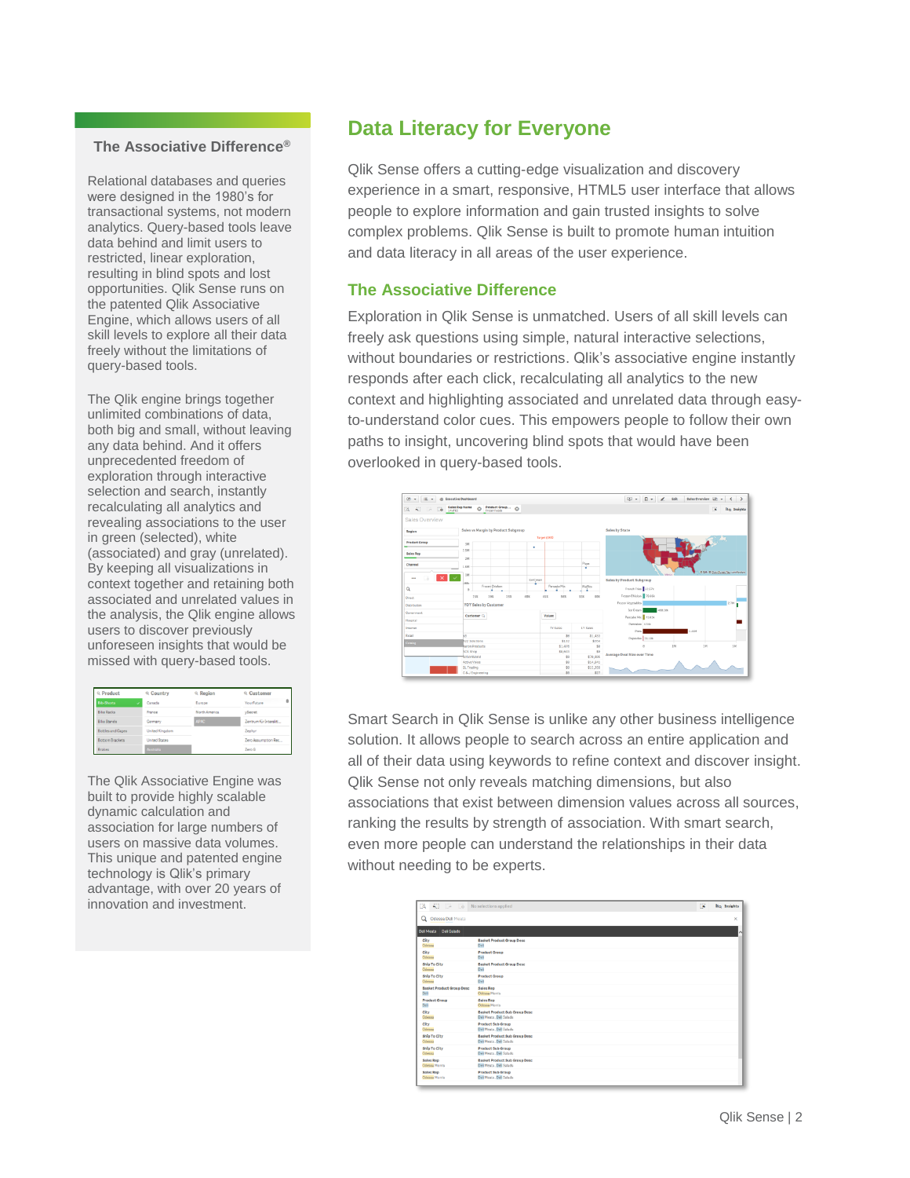## The Associative Difference®

Relational databases and queries were designed in the 1980's for transactional systems, not modern analytics. Query-based tools leave data behind and limit users to restricted, linear exploration, resulting in blind spots and lost opportunities. Qlik Sense runs on the patented Qlik Associative Engine, which allows users of all skill levels to explore all their data freely without the limitations of query-based tools.

The Qlik engine brings together unlimited combinations of data, both big and small, without leaving any data behind. And it offers unprecedented freedom of exploration through interactive selection and search, instantly recalculating all analytics and revealing associations to the user in green (selected), white (associated) and gray (unrelated). By keeping all visualizations in context together and retaining both associated and unrelated values in the analysis, the Qlik engine allows users to discover previously unforeseen insights that would be missed with query-based tools.

The Qlik Associative Engine was built to provide highly scalable dynamic calculation and association for large numbers of users on massive data volumes. This unique and patented engine technology is Qlik's primary advantage, with over 20 years of innovation and investment.

# Data Literacy for Everyone

Qlik Sense offers a cutting-edge visualization and discovery experience in a smart, responsive, HTML5 user interface that allows people to explore information and gain trusted insights to solve complex problems. Qlik Sense is built to promote human intuition and data literacy in all areas of the user experience.

## The Associative Difference

Exploration in Qlik Sense is unmatched. Users of all skill levels can freely ask questions using simple, natural interactive selections, without boundaries or restrictions. Qlik's associative engine instantly responds after each click, recalculating all analytics to the new context and highlighting associated and unrelated data through easy-to-understand color cues. This empowers people to follow their own paths to insight, uncovering blind spots that would have been overlooked in query-based tools.

Smart Search in Qlik Sense is unlike any other business intelligence solution. It allows people to search across an entire application and all of their data using keywords to refine context and discover insight. Qlik Sense not only reveals matching dimensions, but also associations that exist between dimension values across all sources, ranking the results by strength of association. With smart search, even more people can understand the relationships in their data without needing to be experts.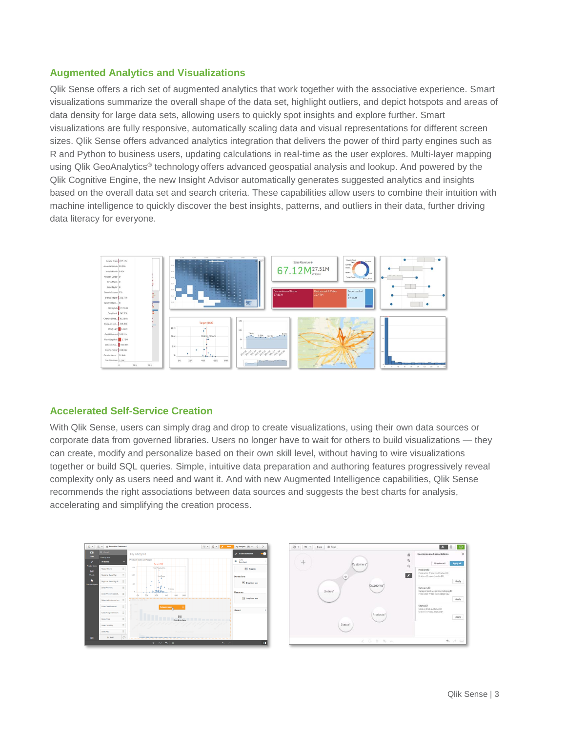## Augmented Analytics and Visualizations

Qlik Sense offers a rich set of augmented analytics that work together with the associative experience. Smart visualizations summarize the overall shape of the data set, highlight outliers, and depict hotspots and areas of data density for large data sets, allowing users to quickly spot insights and explore further. Smart visualizations are fully responsive, automatically scaling data and visual representations for different screen sizes. Qlik Sense offers advanced analytics integration that delivers the power of third party engines such as R and Python to business users, updating calculations in real-time as the user explores. Multi-layer mapping using Qlik GeoAnalytics® technology offers advanced geospatial analysis and lookup. And powered by the Qlik Cognitive Engine, the new Insight Advisor automatically generates suggested analytics and insights based on the overall data set and search criteria. These capabilities allow users to combine their intuition with machine intelligence to quickly discover the best insights, patterns, and outliers in their data, further driving data literacy for everyone.

## Accelerated Self-Service Creation

With Qlik Sense, users can simply drag and drop to create visualizations, using their own data sources or corporate data from governed libraries. Users no longer have to wait for others to build visualizations — they can create, modify and personalize based on their own skill level, without having to wire visualizations together or build SQL queries. Simple, intuitive data preparation and authoring features progressively reveal complexity only as users need and want it. And with new Augmented Intelligence capabilities, Qlik Sense recommends the right associations between data sources and suggests the best charts for analysis, accelerating and simplifying the creation process.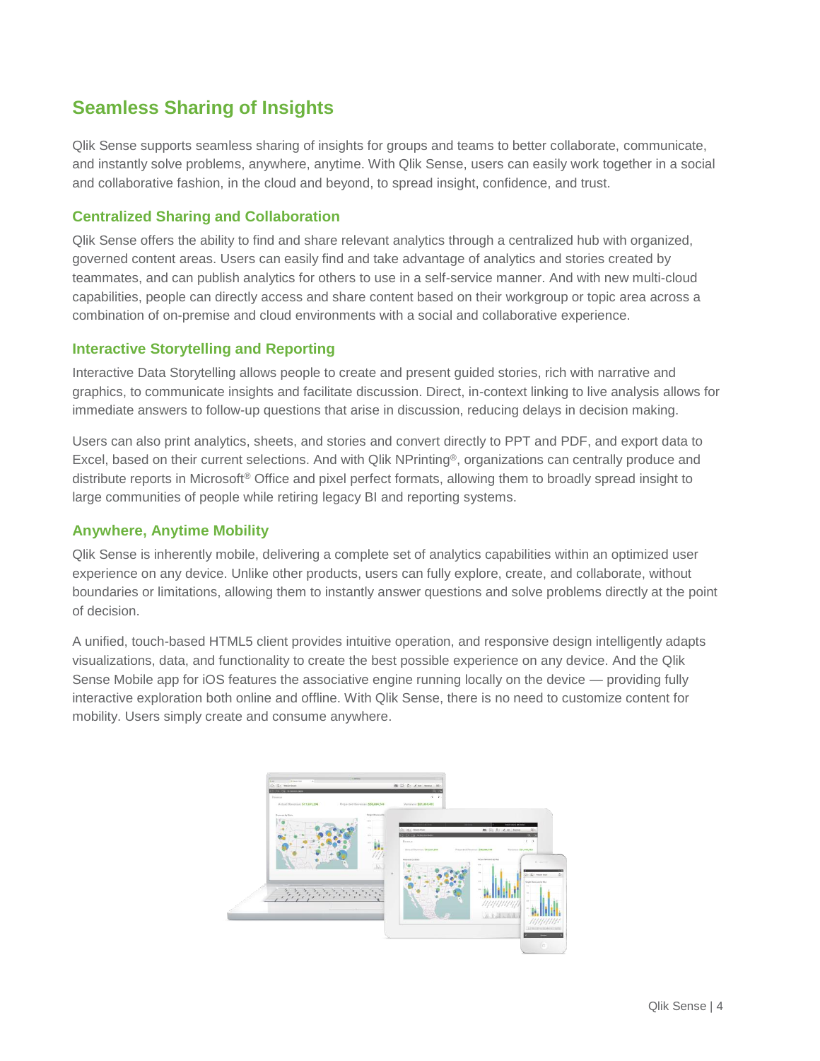## Seamless Sharing of Insights

Qlik Sense supports seamless sharing of insights for groups and teams to better collaborate, communicate, and instantly solve problems, anywhere, anytime. With Qlik Sense, users can easily work together in a social and collaborative fashion, in the cloud and beyond, to spread insight, confidence, and trust.

### Centralized Sharing and Collaboration

Qlik Sense offers the ability to find and share relevant analytics through a centralized hub with organized, governed content areas. Users can easily find and take advantage of analytics and stories created by teammates, and can publish analytics for others to use in a self-service manner. And with new multi-cloud capabilities, people can directly access and share content based on their workgroup or topic area across a combination of on-premise and cloud environments with a social and collaborative experience.

### Interactive Storytelling and Reporting

Interactive Data Storytelling allows people to create and present guided stories, rich with narrative and graphics, to communicate insights and facilitate discussion. Direct, in-context linking to live analysis allows for immediate answers to follow-up questions that arise in discussion, reducing delays in decision making.

Users can also print analytics, sheets, and stories and convert directly to PPT and PDF, and export data to Excel, based on their current selections. And with Qlik NPrinting®, organizations can centrally produce and distribute reports in Microsoft® Office and pixel perfect formats, allowing them to broadly spread insight to large communities of people while retiring legacy BI and reporting systems.

### Anywhere, Anytime Mobility

Qlik Sense is inherently mobile, delivering a complete set of analytics capabilities within an optimized user experience on any device. Unlike other products, users can fully explore, create, and collaborate, without boundaries or limitations, allowing them to instantly answer questions and solve problems directly at the point of decision.

A unified, touch-based HTML5 client provides intuitive operation, and responsive design intelligently adapts visualizations, data, and functionality to create the best possible experience on any device. And the Qlik Sense Mobile app for iOS features the associative engine running locally on the device — providing fully interactive exploration both online and offline. With Qlik Sense, there is no need to customize content for mobility. Users simply create and consume anywhere.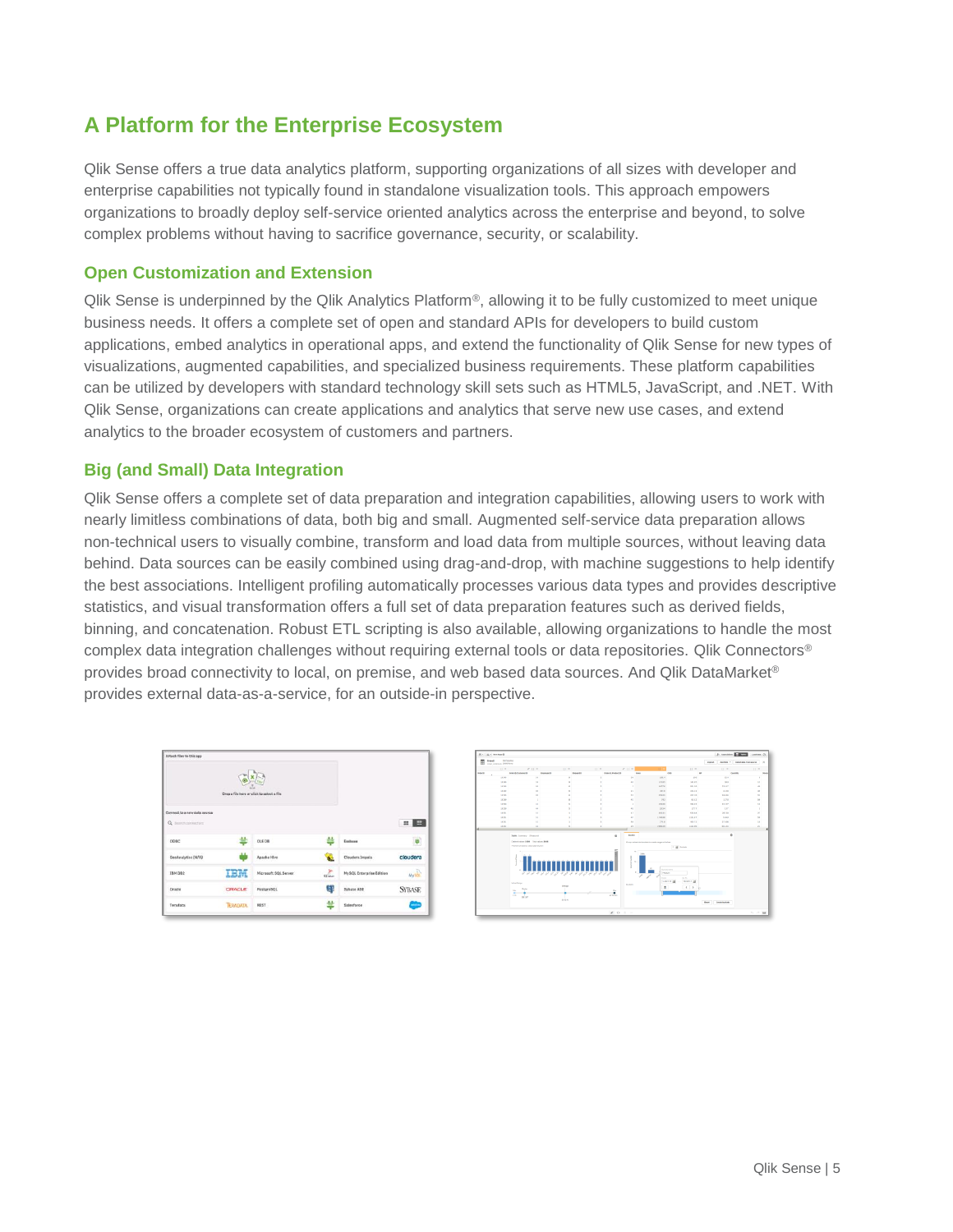## A Platform for the Enterprise Ecosystem

Qlik Sense offers a true data analytics platform, supporting organizations of all sizes with developer and enterprise capabilities not typically found in standalone visualization tools. This approach empowers organizations to broadly deploy self-service oriented analytics across the enterprise and beyond, to solve complex problems without having to sacrifice governance, security, or scalability.

### Open Customization and Extension

Qlik Sense is underpinned by the Qlik Analytics Platform®, allowing it to be fully customized to meet unique business needs. It offers a complete set of open and standard APIs for developers to build custom applications, embed analytics in operational apps, and extend the functionality of Qlik Sense for new types of visualizations, augmented capabilities, and specialized business requirements. These platform capabilities can be utilized by developers with standard technology skill sets such as HTML5, JavaScript, and .NET. With Qlik Sense, organizations can create applications and analytics that serve new use cases, and extend analytics to the broader ecosystem of customers and partners.

### Big (and Small) Data Integration

Qlik Sense offers a complete set of data preparation and integration capabilities, allowing users to work with nearly limitless combinations of data, both big and small. Augmented self-service data preparation allows non-technical users to visually combine, transform and load data from multiple sources, without leaving data behind. Data sources can be easily combined using drag-and-drop, with machine suggestions to help identify the best associations. Intelligent profiling automatically processes various data types and provides descriptive statistics, and visual transformation offers a full set of data preparation features such as derived fields, binning, and concatenation. Robust ETL scripting is also available, allowing organizations to handle the most complex data integration challenges without requiring external tools or data repositories. Qlik Connectors® provides broad connectivity to local, on premise, and web based data sources. And Qlik DataMarket® provides external data-as-a-service, for an outside-in perspective.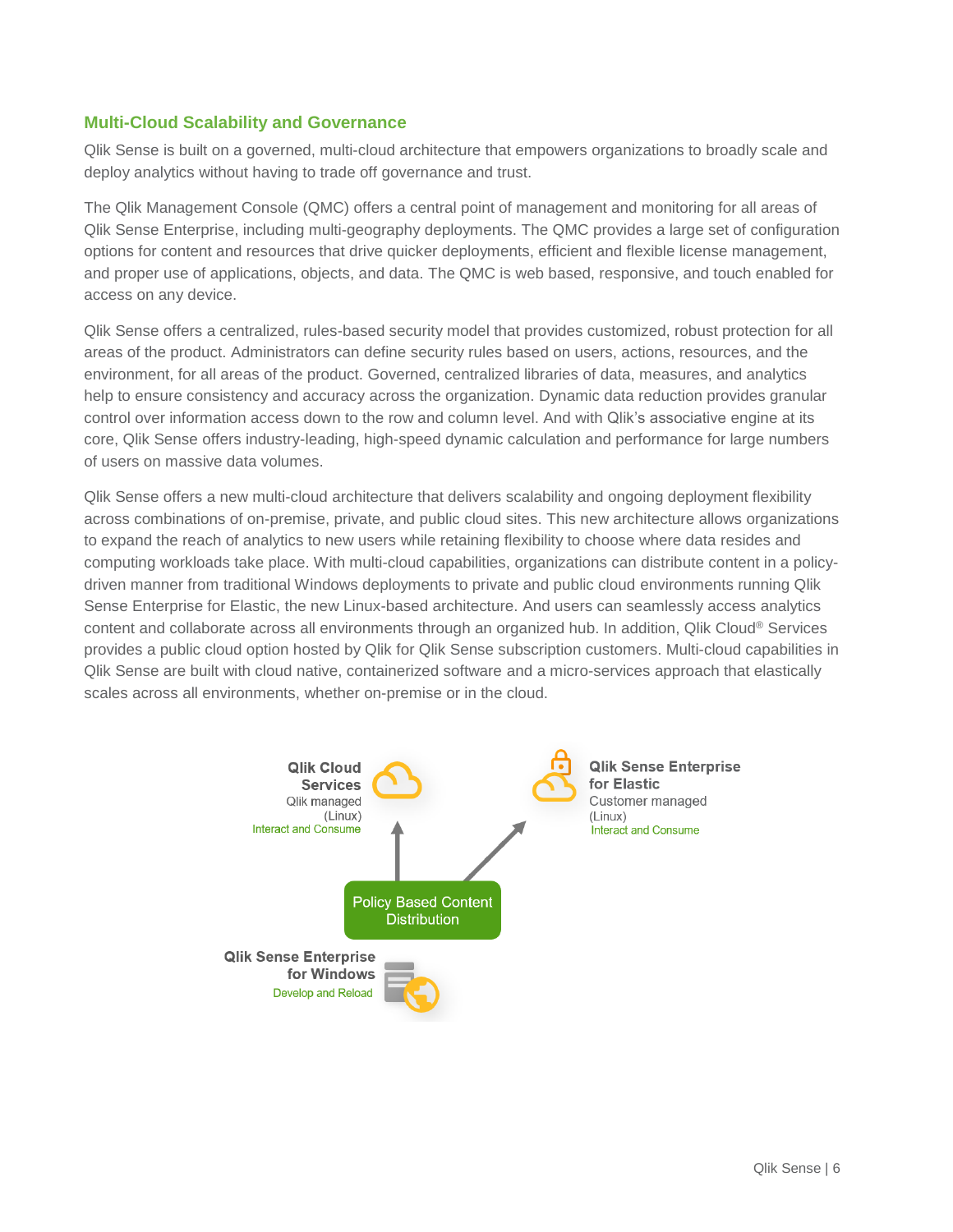## Multi-Cloud Scalability and Governance

Qlik Sense is built on a governed, multi-cloud architecture that empowers organizations to broadly scale and deploy analytics without having to trade off governance and trust.

The Qlik Management Console (QMC) offers a central point of management and monitoring for all areas of Qlik Sense Enterprise, including multi-geography deployments. The QMC provides a large set of configuration options for content and resources that drive quicker deployments, efficient and flexible license management, and proper use of applications, objects, and data. The QMC is web based, responsive, and touch enabled for access on any device.

Qlik Sense offers a centralized, rules-based security model that provides customized, robust protection for all areas of the product. Administrators can define security rules based on users, actions, resources, and the environment, for all areas of the product. Governed, centralized libraries of data, measures, and analytics help to ensure consistency and accuracy across the organization. Dynamic data reduction provides granular control over information access down to the row and column level. And with Qlik's associative engine at its core, Qlik Sense offers industry-leading, high-speed dynamic calculation and performance for large numbers of users on massive data volumes.

Qlik Sense offers a new multi-cloud architecture that delivers scalability and ongoing deployment flexibility across combinations of on-premise, private, and public cloud sites. This new architecture allows organizations to expand the reach of analytics to new users while retaining flexibility to choose where data resides and computing workloads take place. With multi-cloud capabilities, organizations can distribute content in a policy-driven manner from traditional Windows deployments to private and public cloud environments running Qlik Sense Enterprise for Elastic, the new Linux-based architecture. And users can seamlessly access analytics content and collaborate across all environments through an organized hub. In addition, Qlik Cloud® Services provides a public cloud option hosted by Qlik for Qlik Sense subscription customers. Multi-cloud capabilities in Qlik Sense are built with cloud native, containerized software and a micro-services approach that elastically scales across all environments, whether on-premise or in the cloud.

**Qlik Cloud Services**
Qlik managed
(Linux)
Interact and Consume

**Qlik Sense Enterprise for Elastic**
Customer managed
(Linux)
Interact and Consume

Policy Based Content Distribution

**Qlik Sense Enterprise for Windows**
Develop and Reload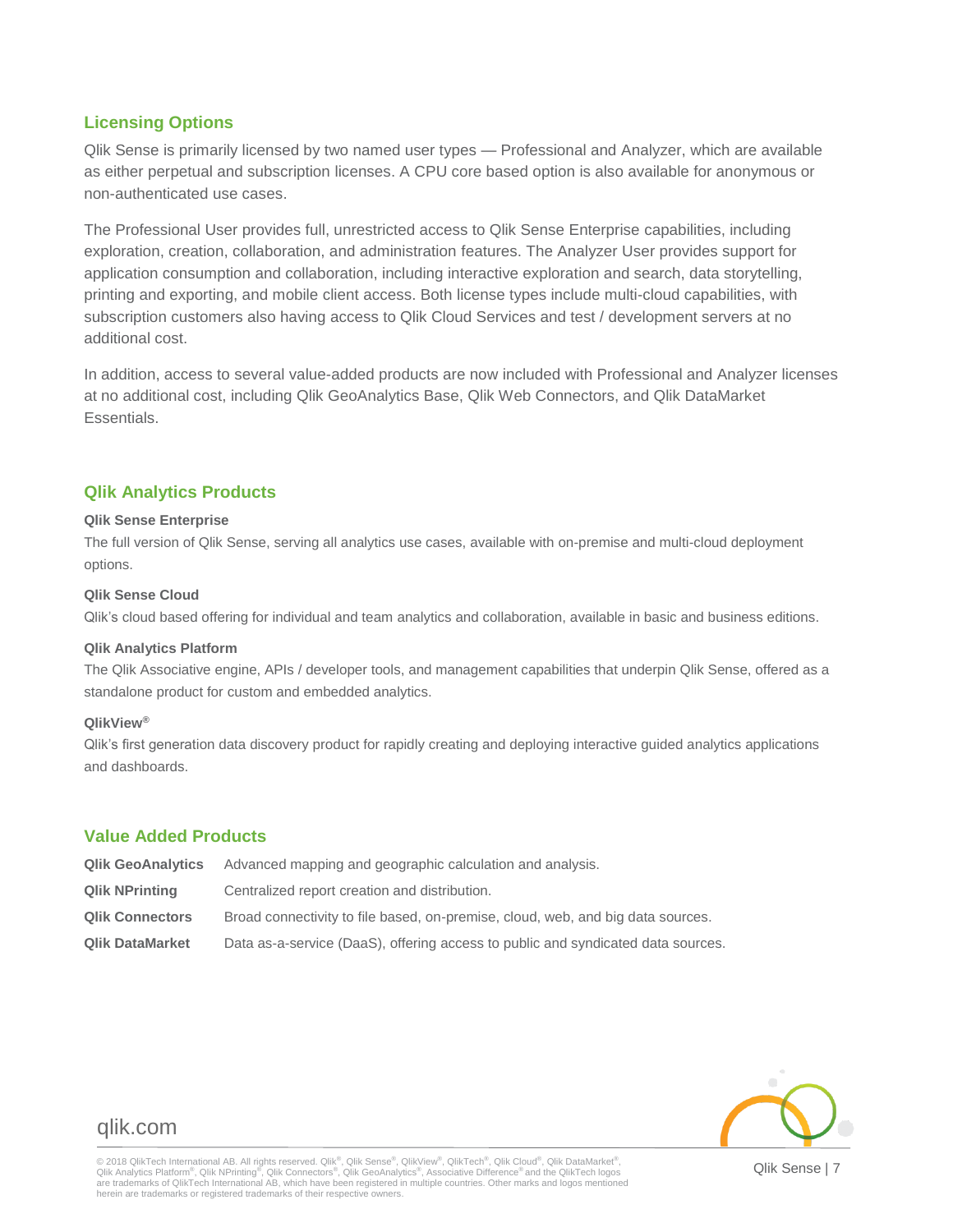## Licensing Options

Qlik Sense is primarily licensed by two named user types — Professional and Analyzer, which are available as either perpetual and subscription licenses. A CPU core based option is also available for anonymous or non-authenticated use cases.

The Professional User provides full, unrestricted access to Qlik Sense Enterprise capabilities, including exploration, creation, collaboration, and administration features. The Analyzer User provides support for application consumption and collaboration, including interactive exploration and search, data storytelling, printing and exporting, and mobile client access. Both license types include multi-cloud capabilities, with subscription customers also having access to Qlik Cloud Services and test / development servers at no additional cost.

In addition, access to several value-added products are now included with Professional and Analyzer licenses at no additional cost, including Qlik GeoAnalytics Base, Qlik Web Connectors, and Qlik DataMarket Essentials.

## Qlik Analytics Products

**Qlik Sense Enterprise**

The full version of Qlik Sense, serving all analytics use cases, available with on-premise and multi-cloud deployment options.

**Qlik Sense Cloud**

Qlik's cloud based offering for individual and team analytics and collaboration, available in basic and business editions.

**Qlik Analytics Platform**

The Qlik Associative engine, APIs / developer tools, and management capabilities that underpin Qlik Sense, offered as a standalone product for custom and embedded analytics.

**QlikView®**

Qlik's first generation data discovery product for rapidly creating and deploying interactive guided analytics applications and dashboards.

## Value Added Products

| | |
|---|---|
| **Qlik GeoAnalytics** | Advanced mapping and geographic calculation and analysis. |
| **Qlik NPrinting** | Centralized report creation and distribution. |
| **Qlik Connectors** | Broad connectivity to file based, on-premise, cloud, web, and big data sources. |
| **Qlik DataMarket** | Data as-a-service (DaaS), offering access to public and syndicated data sources. |

qlik.com

© 2018 QlikTech International AB. All rights reserved. Qlik®, Qlik Sense®, QlikView®, QlikTech®, Qlik Cloud®, Qlik DataMarket®, Qlik Analytics Platform®, Qlik NPrinting®, Qlik Connectors®, Qlik GeoAnalytics®, Associative Difference® and the QlikTech logos are trademarks of QlikTech International AB, which have been registered in multiple countries. Other marks and logos mentioned herein are trademarks or registered trademarks of their respective owners.